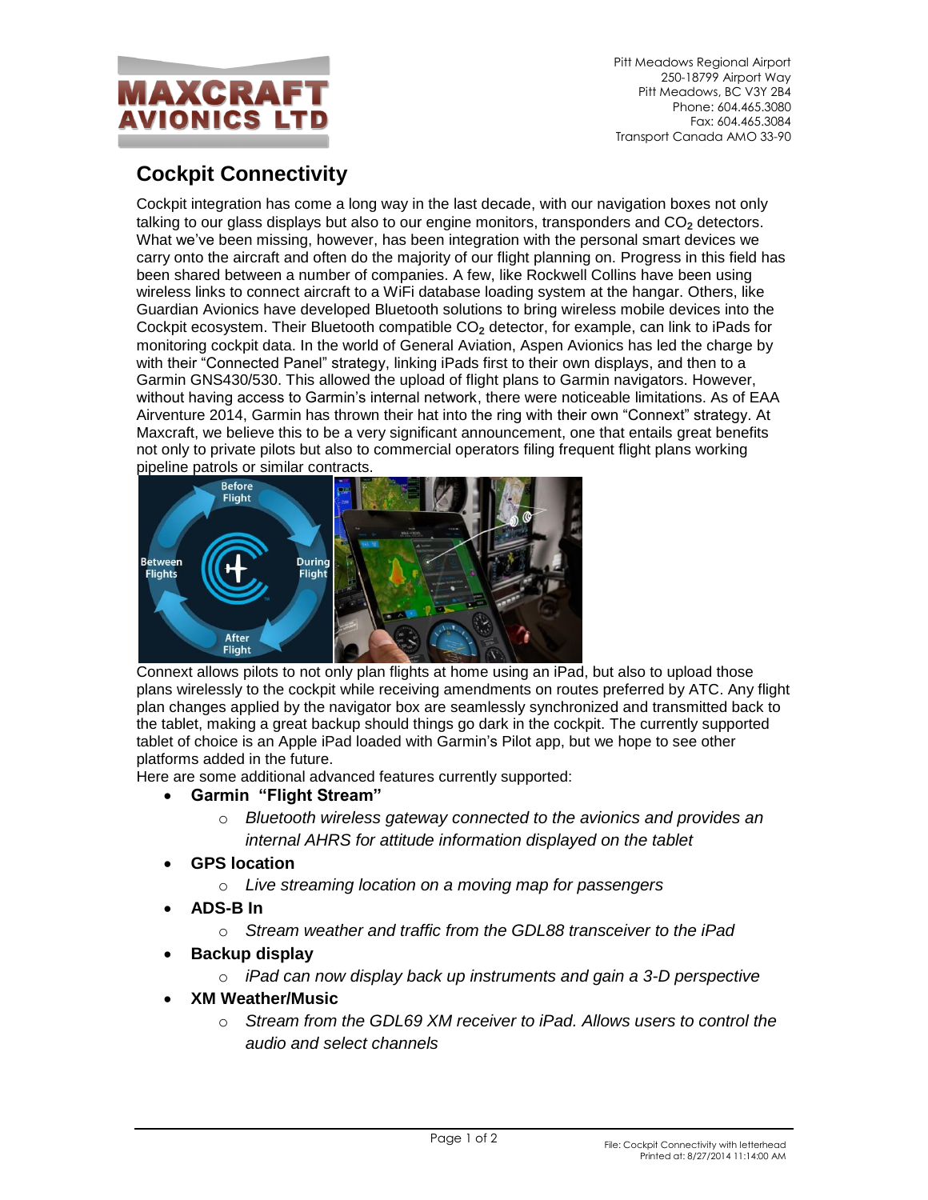MAXCRAFT AVIONICS LTD

Pitt Meadows Regional Airport
250-18799 Airport Way
Pitt Meadows, BC V3Y 2B4
Phone: 604.465.3080
Fax: 604.465.3084
Transport Canada AMO 33-90

# Cockpit Connectivity

Cockpit integration has come a long way in the last decade, with our navigation boxes not only talking to our glass displays but also to our engine monitors, transponders and $CO_2$ detectors. What we've been missing, however, has been integration with the personal smart devices we carry onto the aircraft and often do the majority of our flight planning on. Progress in this field has been shared between a number of companies. A few, like Rockwell Collins have been using wireless links to connect aircraft to a WiFi database loading system at the hangar. Others, like Guardian Avionics have developed Bluetooth solutions to bring wireless mobile devices into the Cockpit ecosystem. Their Bluetooth compatible $CO_2$ detector, for example, can link to iPads for monitoring cockpit data. In the world of General Aviation, Aspen Avionics has led the charge by with their "Connected Panel" strategy, linking iPads first to their own displays, and then to a Garmin GNS430/530. This allowed the upload of flight plans to Garmin navigators. However, without having access to Garmin's internal network, there were noticeable limitations. As of EAA Airventure 2014, Garmin has thrown their hat into the ring with their own "Connext" strategy. At Maxcraft, we believe this to be a very significant announcement, one that entails great benefits not only to private pilots but also to commercial operators filing frequent flight plans working pipeline patrols or similar contracts.

Connext allows pilots to not only plan flights at home using an iPad, but also to upload those plans wirelessly to the cockpit while receiving amendments on routes preferred by ATC. Any flight plan changes applied by the navigator box are seamlessly synchronized and transmitted back to the tablet, making a great backup should things go dark in the cockpit. The currently supported tablet of choice is an Apple iPad loaded with Garmin's Pilot app, but we hope to see other platforms added in the future.

Here are some additional advanced features currently supported:

- **Garmin "Flight Stream"**
  - *Bluetooth wireless gateway connected to the avionics and provides an internal AHRS for attitude information displayed on the tablet*
- **GPS location**
  - *Live streaming location on a moving map for passengers*
- **ADS-B In**
  - *Stream weather and traffic from the GDL88 transceiver to the iPad*
- **Backup display**
  - *iPad can now display back up instruments and gain a 3-D perspective*
- **XM Weather/Music**
  - *Stream from the GDL69 XM receiver to iPad. Allows users to control the audio and select channels*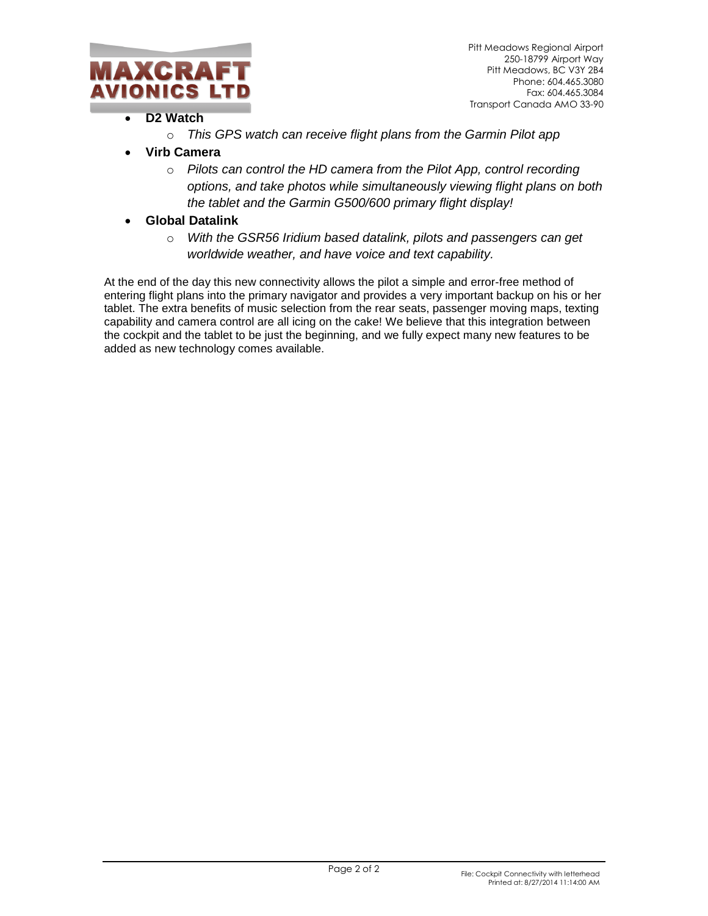- **D2 Watch**
  - *This GPS watch can receive flight plans from the Garmin Pilot app*
- **Virb Camera**
  - *Pilots can control the HD camera from the Pilot App, control recording options, and take photos while simultaneously viewing flight plans on both the tablet and the Garmin G500/600 primary flight display!*
- **Global Datalink**
  - *With the GSR56 Iridium based datalink, pilots and passengers can get worldwide weather, and have voice and text capability.*

At the end of the day this new connectivity allows the pilot a simple and error-free method of entering flight plans into the primary navigator and provides a very important backup on his or her tablet. The extra benefits of music selection from the rear seats, passenger moving maps, texting capability and camera control are all icing on the cake! We believe that this integration between the cockpit and the tablet to be just the beginning, and we fully expect many new features to be added as new technology comes available.